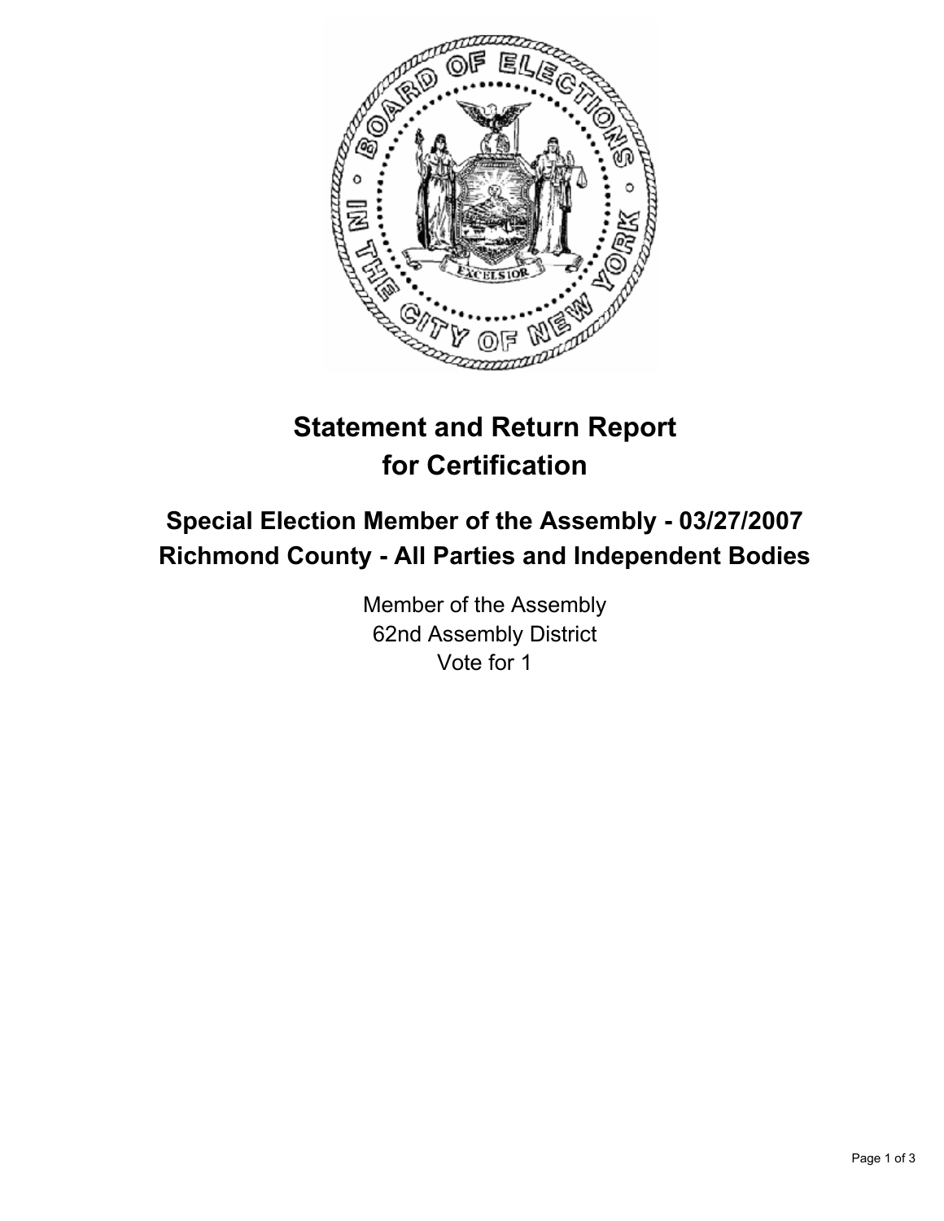# Statement and Return Report for Certification

## Special Election Member of the Assembly - 03/27/2007
## Richmond County - All Parties and Independent Bodies

Member of the Assembly
62nd Assembly District
Vote for 1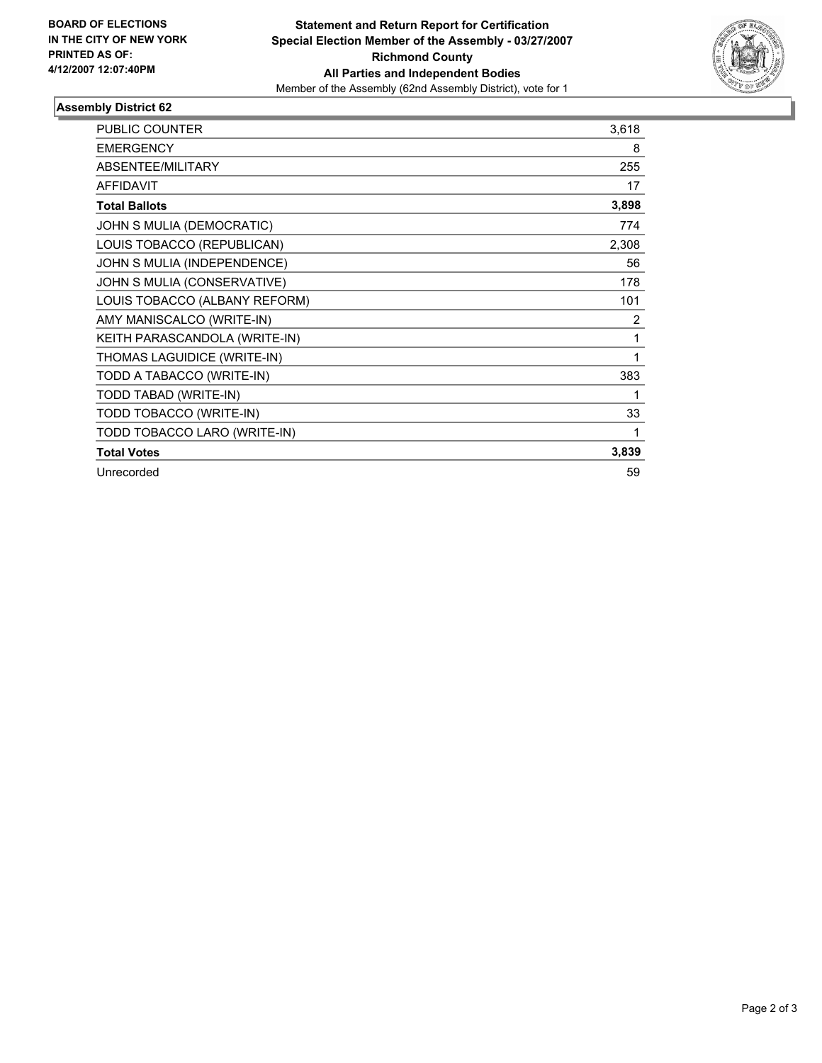**BOARD OF ELECTIONS IN THE CITY OF NEW YORK PRINTED AS OF: 4/12/2007 12:07:40PM**

**Statement and Return Report for Certification**
**Special Election Member of the Assembly - 03/27/2007**
**Richmond County**
**All Parties and Independent Bodies**
Member of the Assembly (62nd Assembly District), vote for 1

## Assembly District 62

| | |
|---|---|
| PUBLIC COUNTER | 3,618 |
| EMERGENCY | 8 |
| ABSENTEE/MILITARY | 255 |
| AFFIDAVIT | 17 |
| **Total Ballots** | **3,898** |
| JOHN S MULIA (DEMOCRATIC) | 774 |
| LOUIS TOBACCO (REPUBLICAN) | 2,308 |
| JOHN S MULIA (INDEPENDENCE) | 56 |
| JOHN S MULIA (CONSERVATIVE) | 178 |
| LOUIS TOBACCO (ALBANY REFORM) | 101 |
| AMY MANISCALCO (WRITE-IN) | 2 |
| KEITH PARASCANDOLA (WRITE-IN) | 1 |
| THOMAS LAGUIDICE (WRITE-IN) | 1 |
| TODD A TABACCO (WRITE-IN) | 383 |
| TODD TABAD (WRITE-IN) | 1 |
| TODD TOBACCO (WRITE-IN) | 33 |
| TODD TOBACCO LARO (WRITE-IN) | 1 |
| **Total Votes** | **3,839** |
| Unrecorded | 59 |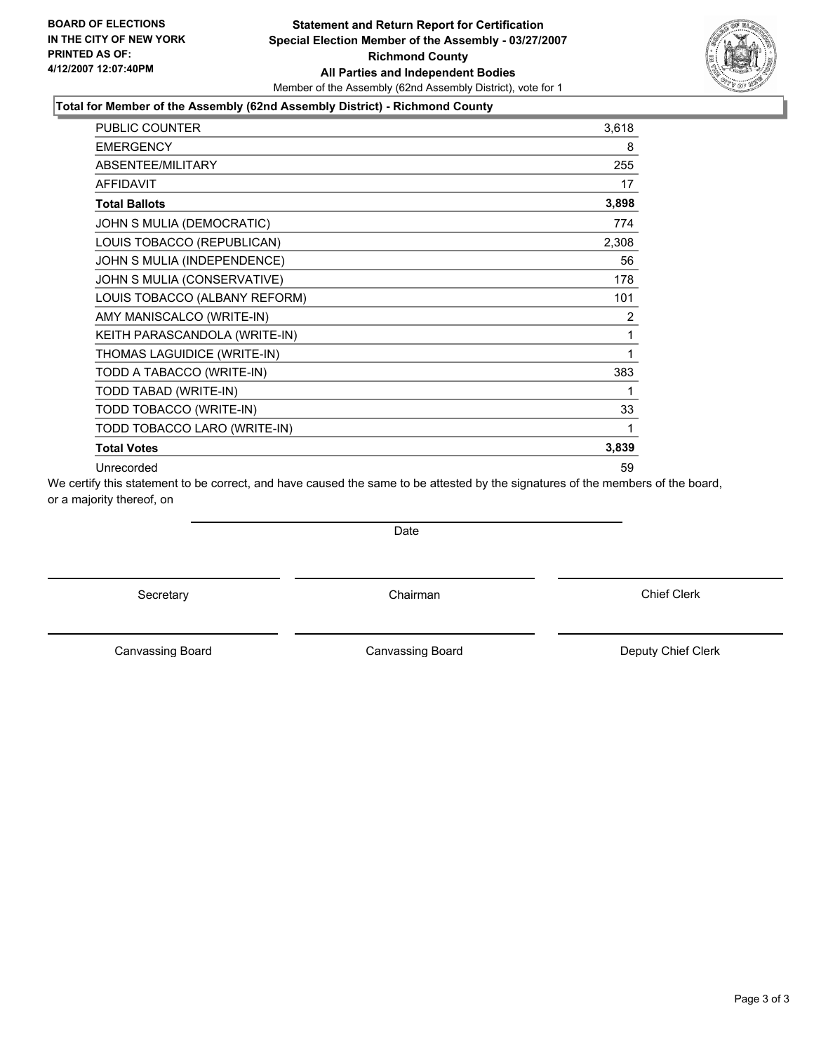**BOARD OF ELECTIONS IN THE CITY OF NEW YORK PRINTED AS OF: 4/12/2007 12:07:40PM**

# Statement and Return Report for Certification Special Election Member of the Assembly - 03/27/2007 Richmond County All Parties and Independent Bodies

Member of the Assembly (62nd Assembly District), vote for 1

## Total for Member of the Assembly (62nd Assembly District) - Richmond County

| | |
|---|---|
| PUBLIC COUNTER | 3,618 |
| EMERGENCY | 8 |
| ABSENTEE/MILITARY | 255 |
| AFFIDAVIT | 17 |
| **Total Ballots** | **3,898** |
| JOHN S MULIA (DEMOCRATIC) | 774 |
| LOUIS TOBACCO (REPUBLICAN) | 2,308 |
| JOHN S MULIA (INDEPENDENCE) | 56 |
| JOHN S MULIA (CONSERVATIVE) | 178 |
| LOUIS TOBACCO (ALBANY REFORM) | 101 |
| AMY MANISCALCO (WRITE-IN) | 2 |
| KEITH PARASCANDOLA (WRITE-IN) | 1 |
| THOMAS LAGUIDICE (WRITE-IN) | 1 |
| TODD A TABACCO (WRITE-IN) | 383 |
| TODD TABAD (WRITE-IN) | 1 |
| TODD TOBACCO (WRITE-IN) | 33 |
| TODD TOBACCO LARO (WRITE-IN) | 1 |
| **Total Votes** | **3,839** |
| Unrecorded | 59 |

We certify this statement to be correct, and have caused the same to be attested by the signatures of the members of the board, or a majority thereof, on

Date

Secretary | Chairman | Chief Clerk

Canvassing Board | Canvassing Board | Deputy Chief Clerk